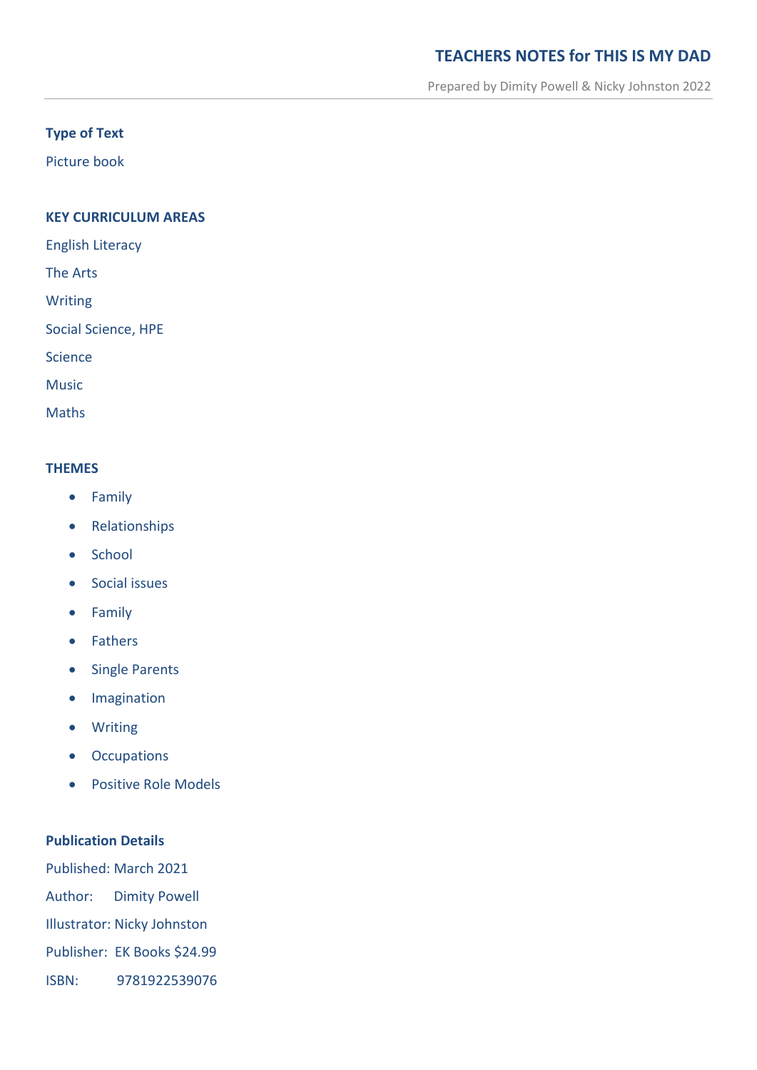# TEACHERS NOTES for THIS IS MY DAD

Prepared by Dimity Powell & Nicky Johnston 2022

**Type of Text**

Picture book

**KEY CURRICULUM AREAS**

English Literacy

The Arts

Writing

Social Science, HPE

Science

Music

Maths

**THEMES**

- Family
- Relationships
- School
- Social issues
- Family
- Fathers
- Single Parents
- Imagination
- Writing
- Occupations
- Positive Role Models

**Publication Details**

Published: March 2021

Author: Dimity Powell

Illustrator: Nicky Johnston

Publisher: EK Books $24.99

ISBN: 9781922539076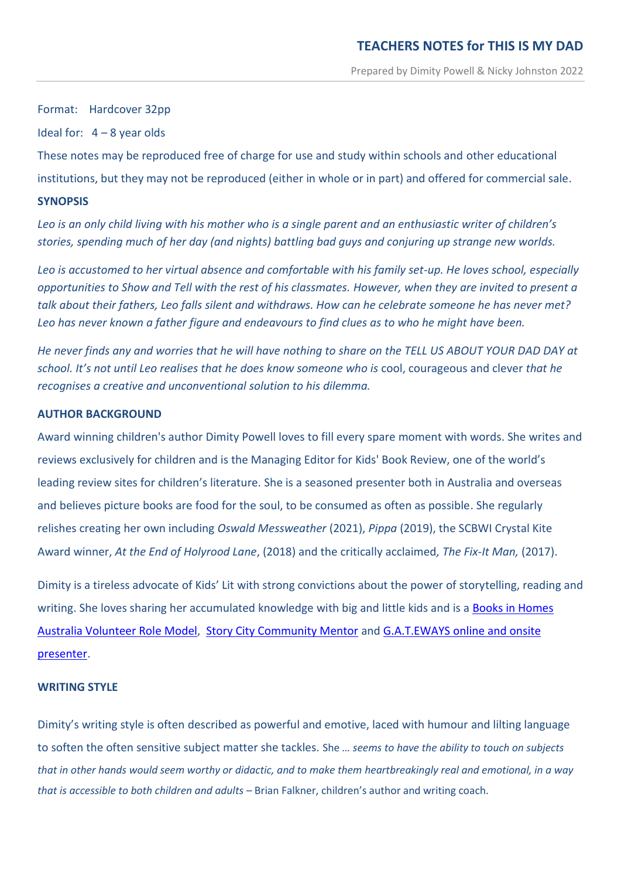Format: Hardcover 32pp

Ideal for: 4 – 8 year olds

These notes may be reproduced free of charge for use and study within schools and other educational institutions, but they may not be reproduced (either in whole or in part) and offered for commercial sale.

**SYNOPSIS**

*Leo is an only child living with his mother who is a single parent and an enthusiastic writer of children's stories, spending much of her day (and nights) battling bad guys and conjuring up strange new worlds.*

*Leo is accustomed to her virtual absence and comfortable with his family set-up. He loves school, especially opportunities to Show and Tell with the rest of his classmates. However, when they are invited to present a talk about their fathers, Leo falls silent and withdraws. How can he celebrate someone he has never met? Leo has never known a father figure and endeavours to find clues as to who he might have been.*

*He never finds any and worries that he will have nothing to share on the TELL US ABOUT YOUR DAD DAY at school. It's not until Leo realises that he does know someone who is* cool, courageous and clever *that he recognises a creative and unconventional solution to his dilemma.*

**AUTHOR BACKGROUND**

Award winning children's author Dimity Powell loves to fill every spare moment with words. She writes and reviews exclusively for children and is the Managing Editor for Kids' Book Review, one of the world's leading review sites for children's literature. She is a seasoned presenter both in Australia and overseas and believes picture books are food for the soul, to be consumed as often as possible. She regularly relishes creating her own including *Oswald Messweather* (2021), *Pippa* (2019), the SCBWI Crystal Kite Award winner, *At the End of Holyrood Lane*, (2018) and the critically acclaimed*, The Fix-It Man,* (2017).

Dimity is a tireless advocate of Kids' Lit with strong convictions about the power of storytelling, reading and writing. She loves sharing her accumulated knowledge with big and little kids and is a Books in Homes Australia Volunteer Role Model, Story City Community Mentor and G.A.T.EWAYS online and onsite presenter.

**WRITING STYLE**

Dimity's writing style is often described as powerful and emotive, laced with humour and lilting language to soften the often sensitive subject matter she tackles. She *… seems to have the ability to touch on subjects that in other hands would seem worthy or didactic, and to make them heartbreakingly real and emotional, in a way that is accessible to both children and adults* – Brian Falkner, children's author and writing coach.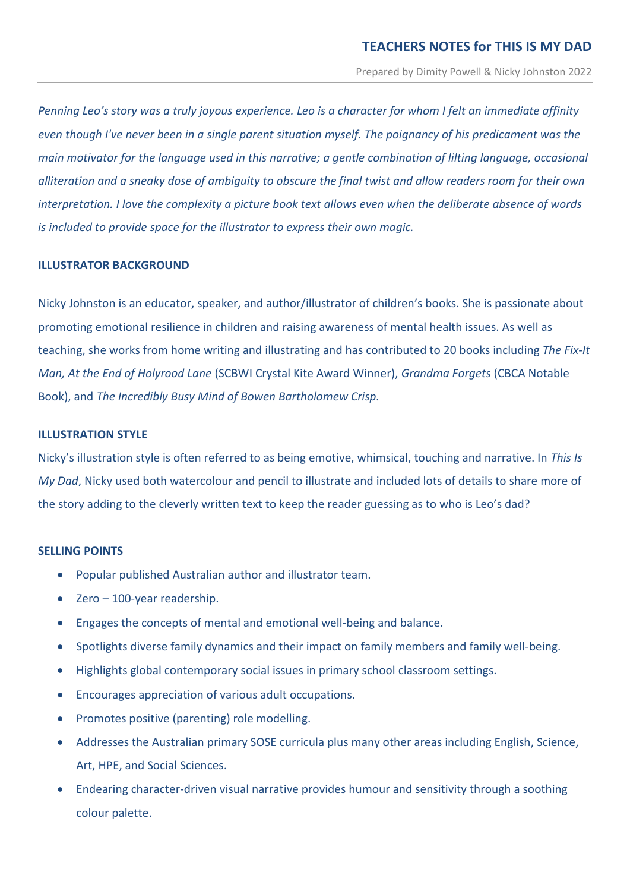*Penning Leo's story was a truly joyous experience. Leo is a character for whom I felt an immediate affinity even though I've never been in a single parent situation myself. The poignancy of his predicament was the main motivator for the language used in this narrative; a gentle combination of lilting language, occasional alliteration and a sneaky dose of ambiguity to obscure the final twist and allow readers room for their own interpretation. I love the complexity a picture book text allows even when the deliberate absence of words is included to provide space for the illustrator to express their own magic.*

## ILLUSTRATOR BACKGROUND

Nicky Johnston is an educator, speaker, and author/illustrator of children's books. She is passionate about promoting emotional resilience in children and raising awareness of mental health issues. As well as teaching, she works from home writing and illustrating and has contributed to 20 books including *The Fix-It Man, At the End of Holyrood Lane* (SCBWI Crystal Kite Award Winner), *Grandma Forgets* (CBCA Notable Book), and *The Incredibly Busy Mind of Bowen Bartholomew Crisp*.

## ILLUSTRATION STYLE

Nicky's illustration style is often referred to as being emotive, whimsical, touching and narrative. In *This Is My Dad*, Nicky used both watercolour and pencil to illustrate and included lots of details to share more of the story adding to the cleverly written text to keep the reader guessing as to who is Leo's dad?

## SELLING POINTS

- Popular published Australian author and illustrator team.
- Zero – 100-year readership.
- Engages the concepts of mental and emotional well-being and balance.
- Spotlights diverse family dynamics and their impact on family members and family well-being.
- Highlights global contemporary social issues in primary school classroom settings.
- Encourages appreciation of various adult occupations.
- Promotes positive (parenting) role modelling.
- Addresses the Australian primary SOSE curricula plus many other areas including English, Science, Art, HPE, and Social Sciences.
- Endearing character-driven visual narrative provides humour and sensitivity through a soothing colour palette.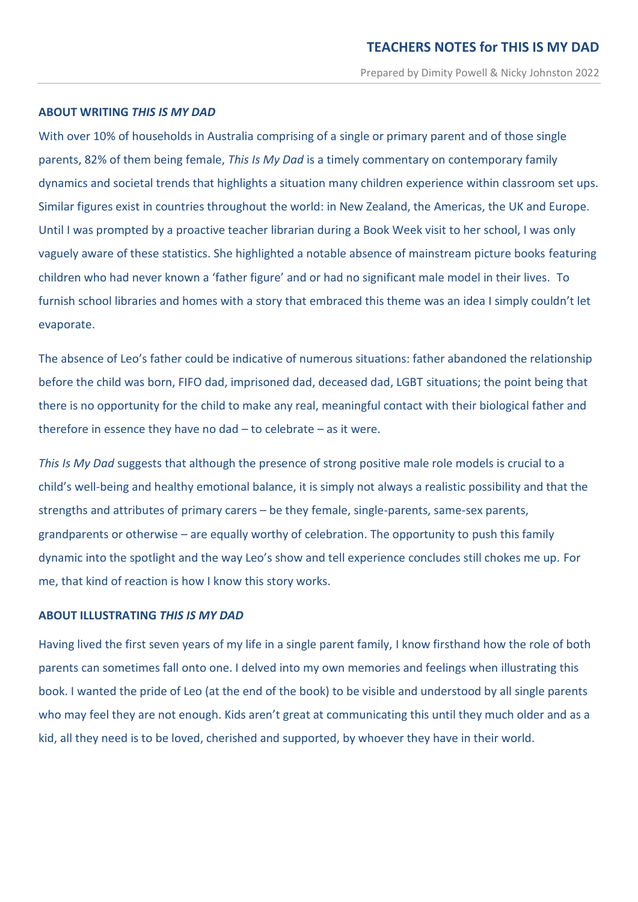## ABOUT WRITING *THIS IS MY DAD*

With over 10% of households in Australia comprising of a single or primary parent and of those single parents, 82% of them being female, *This Is My Dad* is a timely commentary on contemporary family dynamics and societal trends that highlights a situation many children experience within classroom set ups. Similar figures exist in countries throughout the world: in New Zealand, the Americas, the UK and Europe. Until I was prompted by a proactive teacher librarian during a Book Week visit to her school, I was only vaguely aware of these statistics. She highlighted a notable absence of mainstream picture books featuring children who had never known a 'father figure' and or had no significant male model in their lives. To furnish school libraries and homes with a story that embraced this theme was an idea I simply couldn't let evaporate.

The absence of Leo's father could be indicative of numerous situations: father abandoned the relationship before the child was born, FIFO dad, imprisoned dad, deceased dad, LGBT situations; the point being that there is no opportunity for the child to make any real, meaningful contact with their biological father and therefore in essence they have no dad – to celebrate – as it were.

*This Is My Dad* suggests that although the presence of strong positive male role models is crucial to a child's well-being and healthy emotional balance, it is simply not always a realistic possibility and that the strengths and attributes of primary carers – be they female, single-parents, same-sex parents, grandparents or otherwise – are equally worthy of celebration. The opportunity to push this family dynamic into the spotlight and the way Leo's show and tell experience concludes still chokes me up. For me, that kind of reaction is how I know this story works.

## ABOUT ILLUSTRATING *THIS IS MY DAD*

Having lived the first seven years of my life in a single parent family, I know firsthand how the role of both parents can sometimes fall onto one. I delved into my own memories and feelings when illustrating this book. I wanted the pride of Leo (at the end of the book) to be visible and understood by all single parents who may feel they are not enough. Kids aren't great at communicating this until they much older and as a kid, all they need is to be loved, cherished and supported, by whoever they have in their world.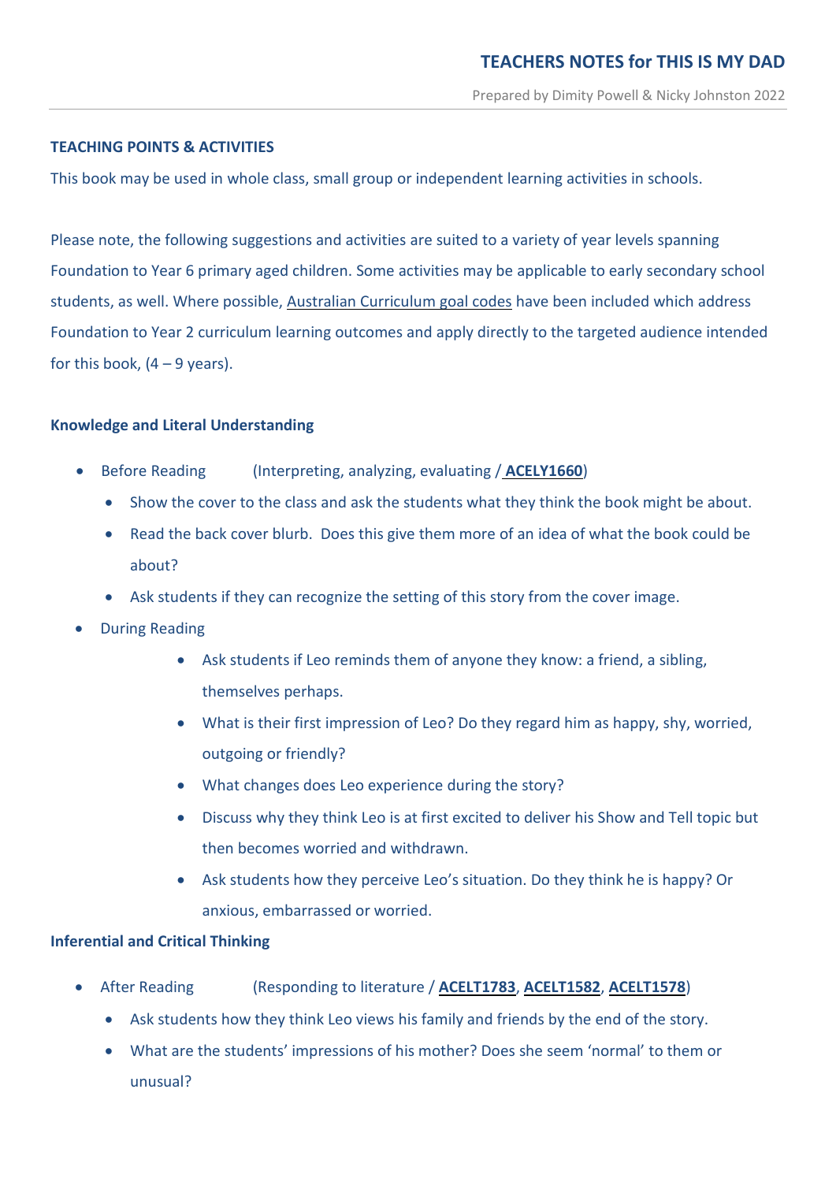## TEACHING POINTS & ACTIVITIES

This book may be used in whole class, small group or independent learning activities in schools.

Please note, the following suggestions and activities are suited to a variety of year levels spanning Foundation to Year 6 primary aged children. Some activities may be applicable to early secondary school students, as well. Where possible, Australian Curriculum goal codes have been included which address Foundation to Year 2 curriculum learning outcomes and apply directly to the targeted audience intended for this book, (4 – 9 years).

### Knowledge and Literal Understanding

- Before Reading (Interpreting, analyzing, evaluating / **ACELY1660**)
  - Show the cover to the class and ask the students what they think the book might be about.
  - Read the back cover blurb. Does this give them more of an idea of what the book could be about?
  - Ask students if they can recognize the setting of this story from the cover image.
- During Reading
  - Ask students if Leo reminds them of anyone they know: a friend, a sibling, themselves perhaps.
  - What is their first impression of Leo? Do they regard him as happy, shy, worried, outgoing or friendly?
  - What changes does Leo experience during the story?
  - Discuss why they think Leo is at first excited to deliver his Show and Tell topic but then becomes worried and withdrawn.
  - Ask students how they perceive Leo's situation. Do they think he is happy? Or anxious, embarrassed or worried.

### Inferential and Critical Thinking

- After Reading (Responding to literature / **ACELT1783**, **ACELT1582**, **ACELT1578**)
  - Ask students how they think Leo views his family and friends by the end of the story.
  - What are the students' impressions of his mother? Does she seem 'normal' to them or unusual?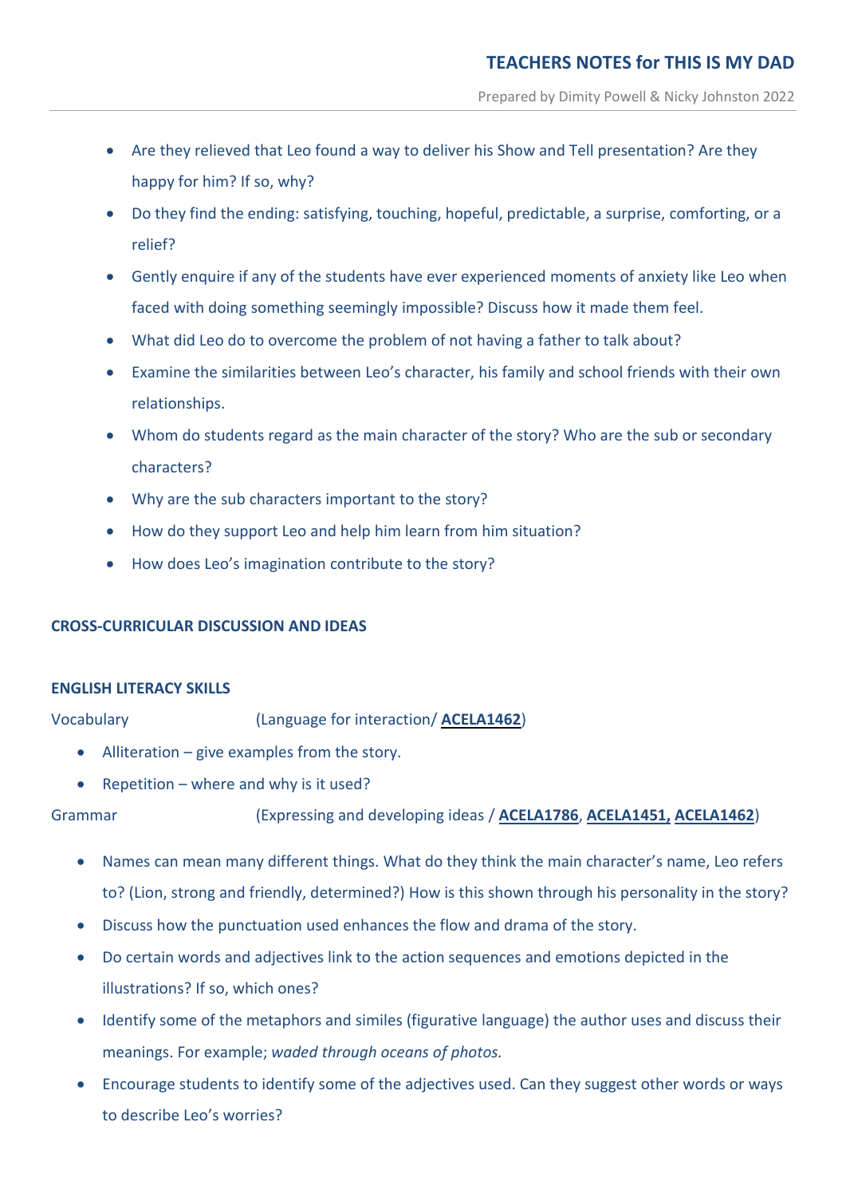- Are they relieved that Leo found a way to deliver his Show and Tell presentation? Are they happy for him? If so, why?
- Do they find the ending: satisfying, touching, hopeful, predictable, a surprise, comforting, or a relief?
- Gently enquire if any of the students have ever experienced moments of anxiety like Leo when faced with doing something seemingly impossible? Discuss how it made them feel.
- What did Leo do to overcome the problem of not having a father to talk about?
- Examine the similarities between Leo's character, his family and school friends with their own relationships.
- Whom do students regard as the main character of the story? Who are the sub or secondary characters?
- Why are the sub characters important to the story?
- How do they support Leo and help him learn from him situation?
- How does Leo's imagination contribute to the story?

## CROSS-CURRICULAR DISCUSSION AND IDEAS

### ENGLISH LITERACY SKILLS

Vocabulary (Language for interaction/ **ACELA1462**)

- Alliteration – give examples from the story.
- Repetition – where and why is it used?

Grammar (Expressing and developing ideas / **ACELA1786**, **ACELA1451, ACELA1462**)

- Names can mean many different things. What do they think the main character's name, Leo refers to? (Lion, strong and friendly, determined?) How is this shown through his personality in the story?
- Discuss how the punctuation used enhances the flow and drama of the story.
- Do certain words and adjectives link to the action sequences and emotions depicted in the illustrations? If so, which ones?
- Identify some of the metaphors and similes (figurative language) the author uses and discuss their meanings. For example; *waded through oceans of photos.*
- Encourage students to identify some of the adjectives used. Can they suggest other words or ways to describe Leo's worries?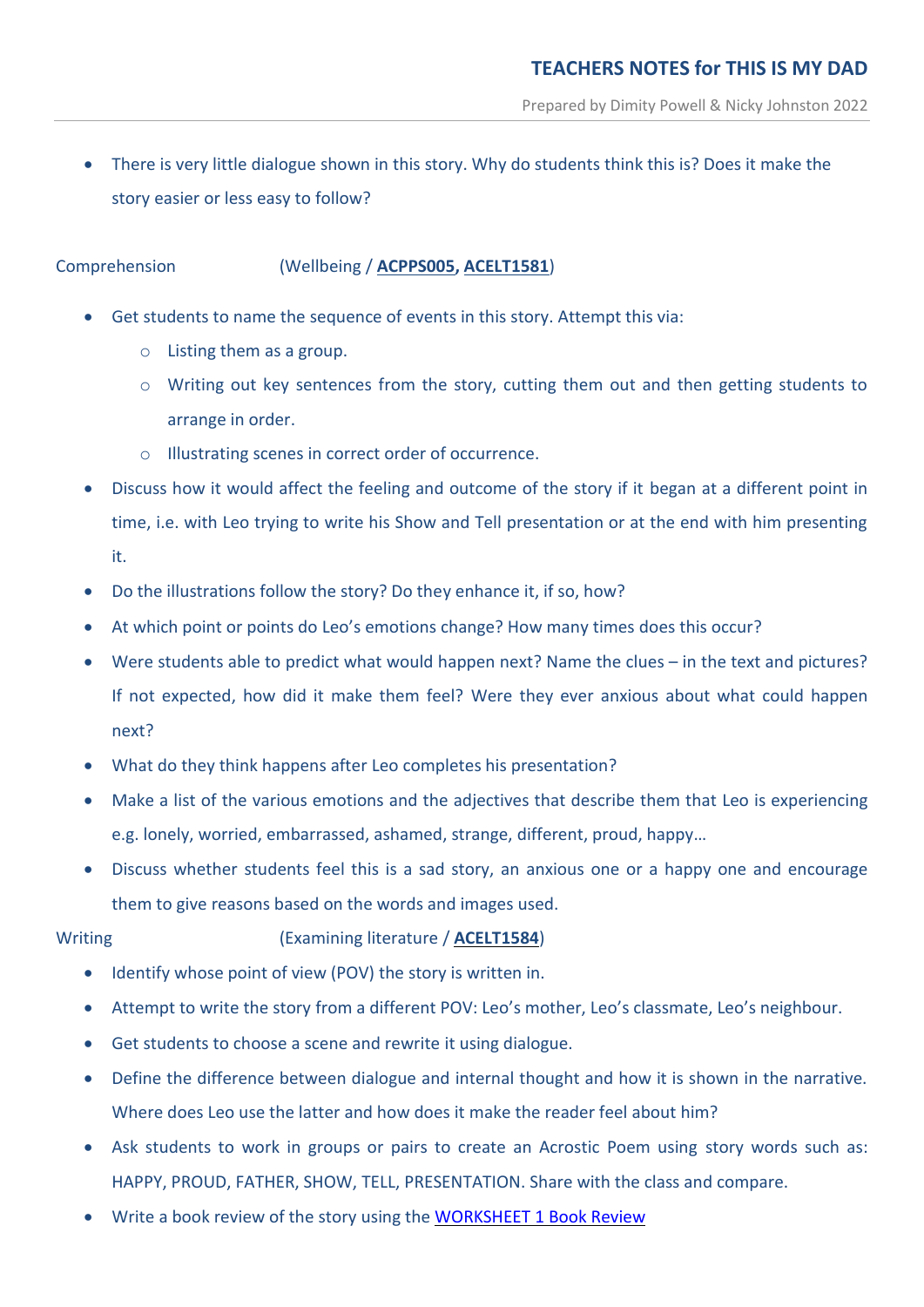- There is very little dialogue shown in this story. Why do students think this is? Does it make the story easier or less easy to follow?

Comprehension (Wellbeing / **ACPPS005**, **ACELT1581**)

- Get students to name the sequence of events in this story. Attempt this via:
    - Listing them as a group.
    - Writing out key sentences from the story, cutting them out and then getting students to arrange in order.
    - Illustrating scenes in correct order of occurrence.
- Discuss how it would affect the feeling and outcome of the story if it began at a different point in time, i.e. with Leo trying to write his Show and Tell presentation or at the end with him presenting it.
- Do the illustrations follow the story? Do they enhance it, if so, how?
- At which point or points do Leo's emotions change? How many times does this occur?
- Were students able to predict what would happen next? Name the clues – in the text and pictures? If not expected, how did it make them feel? Were they ever anxious about what could happen next?
- What do they think happens after Leo completes his presentation?
- Make a list of the various emotions and the adjectives that describe them that Leo is experiencing e.g. lonely, worried, embarrassed, ashamed, strange, different, proud, happy…
- Discuss whether students feel this is a sad story, an anxious one or a happy one and encourage them to give reasons based on the words and images used.

Writing (Examining literature / **ACELT1584**)

- Identify whose point of view (POV) the story is written in.
- Attempt to write the story from a different POV: Leo's mother, Leo's classmate, Leo's neighbour.
- Get students to choose a scene and rewrite it using dialogue.
- Define the difference between dialogue and internal thought and how it is shown in the narrative. Where does Leo use the latter and how does it make the reader feel about him?
- Ask students to work in groups or pairs to create an Acrostic Poem using story words such as: HAPPY, PROUD, FATHER, SHOW, TELL, PRESENTATION. Share with the class and compare.
- Write a book review of the story using the WORKSHEET 1 Book Review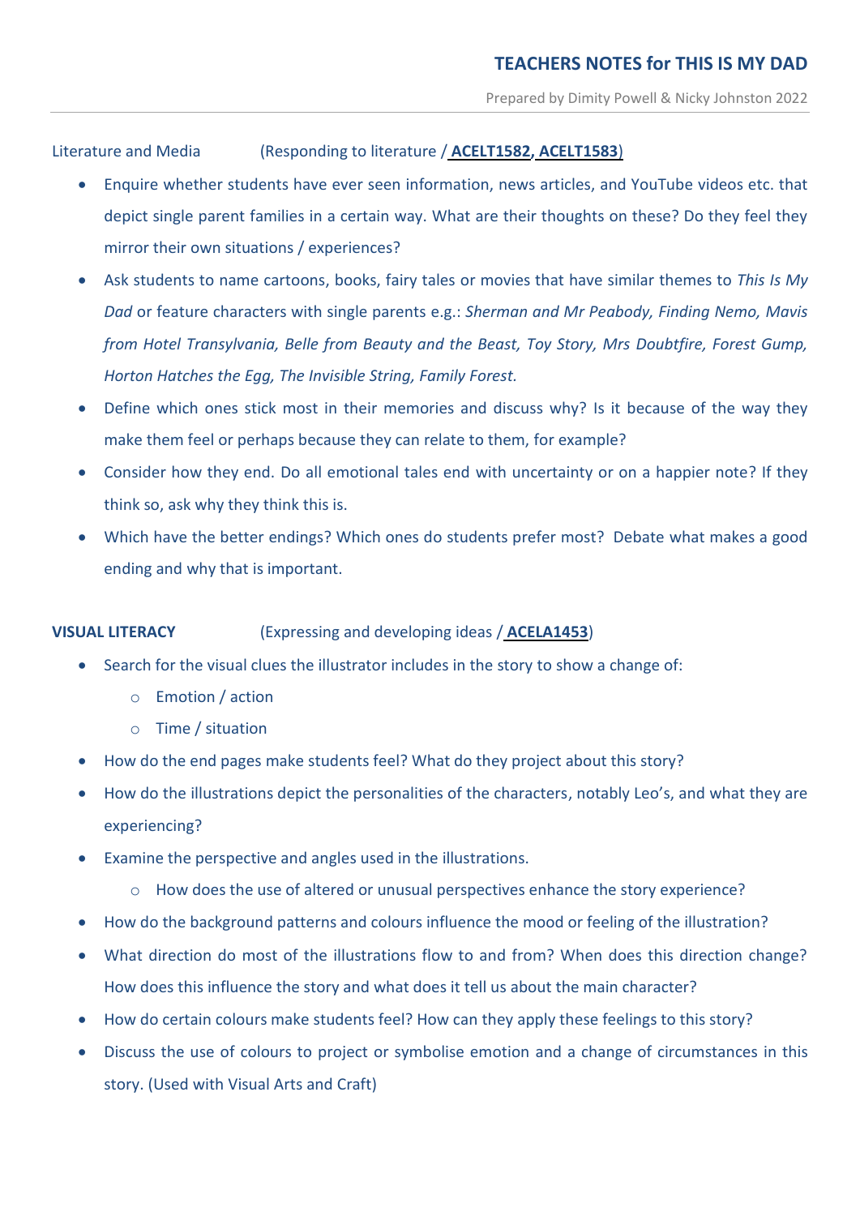Literature and Media (Responding to literature / **ACELT1582, ACELT1583**)

- Enquire whether students have ever seen information, news articles, and YouTube videos etc. that depict single parent families in a certain way. What are their thoughts on these? Do they feel they mirror their own situations / experiences?
- Ask students to name cartoons, books, fairy tales or movies that have similar themes to *This Is My Dad* or feature characters with single parents e.g.: *Sherman and Mr Peabody, Finding Nemo, Mavis from Hotel Transylvania, Belle from Beauty and the Beast, Toy Story, Mrs Doubtfire, Forest Gump, Horton Hatches the Egg, The Invisible String, Family Forest.*
- Define which ones stick most in their memories and discuss why? Is it because of the way they make them feel or perhaps because they can relate to them, for example?
- Consider how they end. Do all emotional tales end with uncertainty or on a happier note? If they think so, ask why they think this is.
- Which have the better endings? Which ones do students prefer most? Debate what makes a good ending and why that is important.

**VISUAL LITERACY** (Expressing and developing ideas / **ACELA1453**)

- Search for the visual clues the illustrator includes in the story to show a change of:
  - Emotion / action
  - Time / situation
- How do the end pages make students feel? What do they project about this story?
- How do the illustrations depict the personalities of the characters, notably Leo's, and what they are experiencing?
- Examine the perspective and angles used in the illustrations.
  - How does the use of altered or unusual perspectives enhance the story experience?
- How do the background patterns and colours influence the mood or feeling of the illustration?
- What direction do most of the illustrations flow to and from? When does this direction change? How does this influence the story and what does it tell us about the main character?
- How do certain colours make students feel? How can they apply these feelings to this story?
- Discuss the use of colours to project or symbolise emotion and a change of circumstances in this story. (Used with Visual Arts and Craft)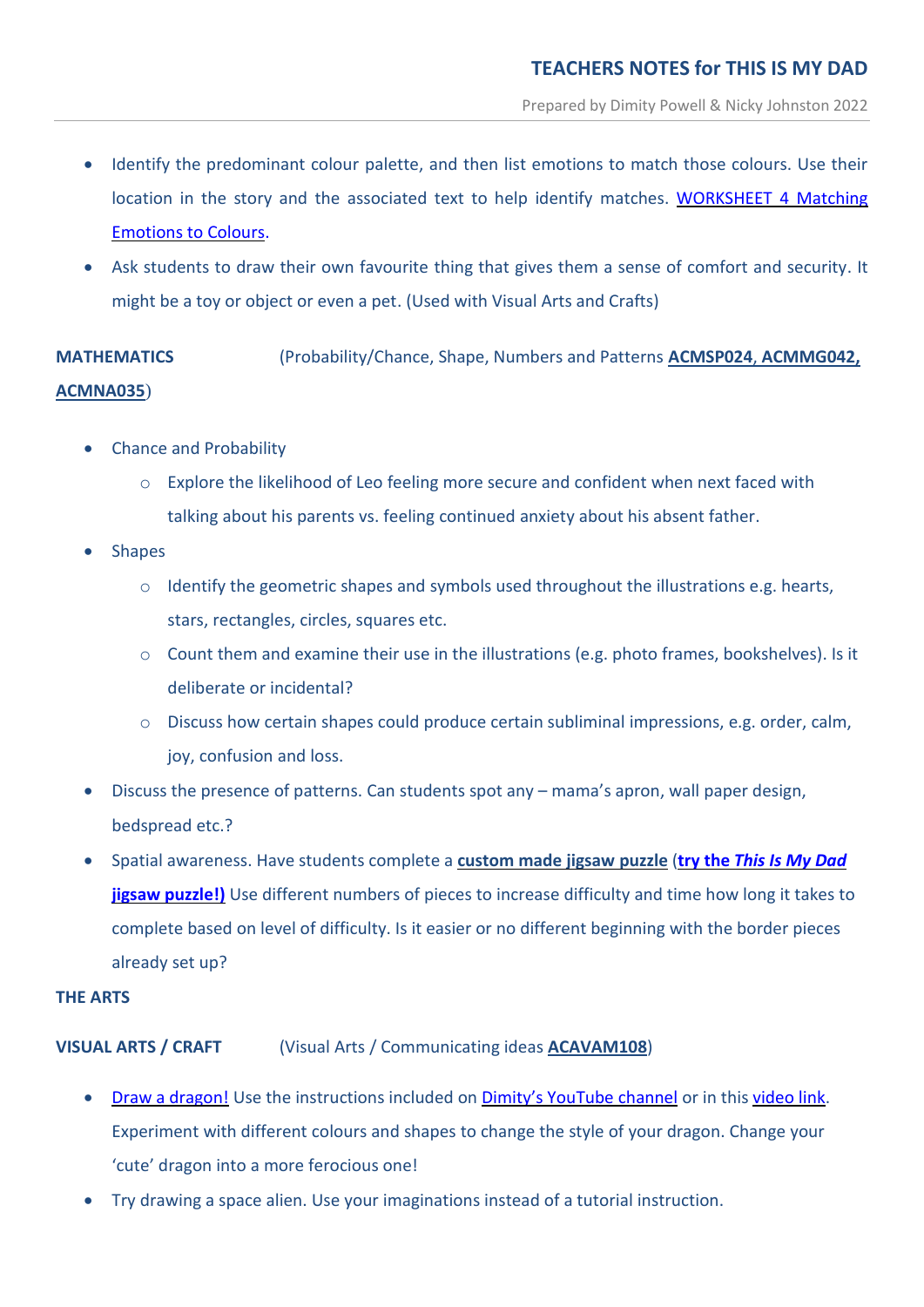- Identify the predominant colour palette, and then list emotions to match those colours. Use their location in the story and the associated text to help identify matches. WORKSHEET 4 Matching Emotions to Colours.
- Ask students to draw their own favourite thing that gives them a sense of comfort and security. It might be a toy or object or even a pet. (Used with Visual Arts and Crafts)

**MATHEMATICS** (Probability/Chance, Shape, Numbers and Patterns **ACMSP024, ACMMG042, ACMNA035**)

- Chance and Probability
    - Explore the likelihood of Leo feeling more secure and confident when next faced with talking about his parents vs. feeling continued anxiety about his absent father.
- Shapes
    - Identify the geometric shapes and symbols used throughout the illustrations e.g. hearts, stars, rectangles, circles, squares etc.
    - Count them and examine their use in the illustrations (e.g. photo frames, bookshelves). Is it deliberate or incidental?
    - Discuss how certain shapes could produce certain subliminal impressions, e.g. order, calm, joy, confusion and loss.
- Discuss the presence of patterns. Can students spot any – mama's apron, wall paper design, bedspread etc.?
- Spatial awareness. Have students complete a **custom made jigsaw puzzle** (**try the *This Is My Dad* jigsaw puzzle!)** Use different numbers of pieces to increase difficulty and time how long it takes to complete based on level of difficulty. Is it easier or no different beginning with the border pieces already set up?

**THE ARTS**

**VISUAL ARTS / CRAFT** (Visual Arts / Communicating ideas **ACAVAM108**)

- Draw a dragon! Use the instructions included on Dimity's YouTube channel or in this video link. Experiment with different colours and shapes to change the style of your dragon. Change your 'cute' dragon into a more ferocious one!
- Try drawing a space alien. Use your imaginations instead of a tutorial instruction.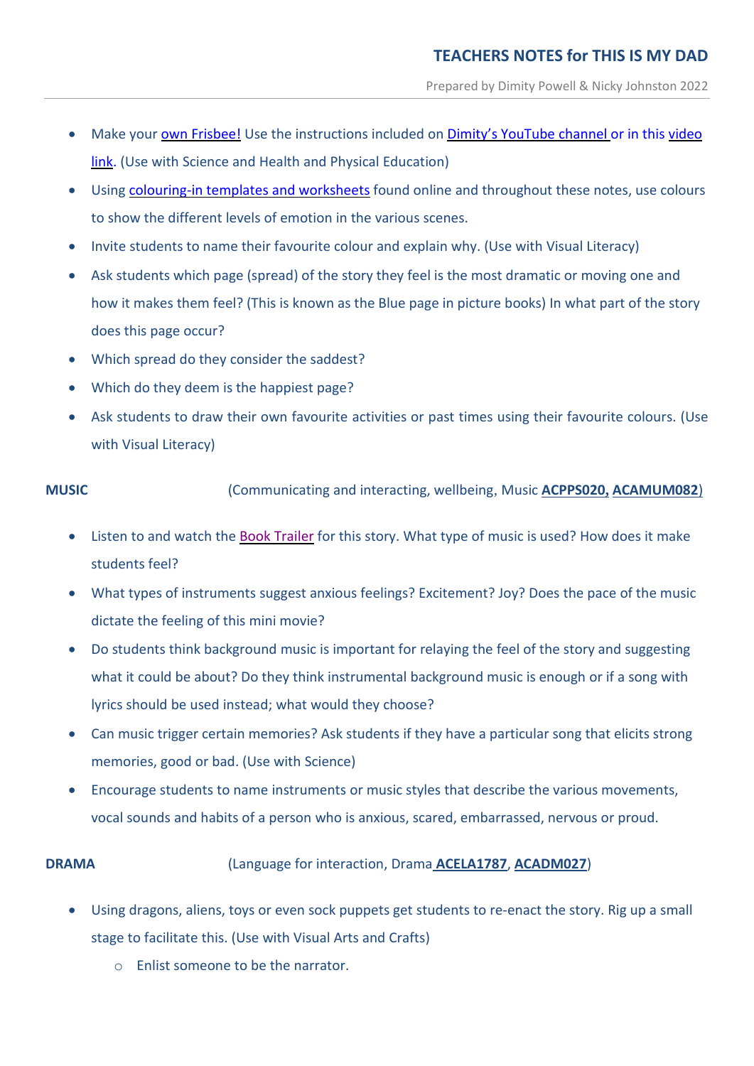- Make your own Frisbee! Use the instructions included on Dimity's YouTube channel or in this video link. (Use with Science and Health and Physical Education)
- Using colouring-in templates and worksheets found online and throughout these notes, use colours to show the different levels of emotion in the various scenes.
- Invite students to name their favourite colour and explain why. (Use with Visual Literacy)
- Ask students which page (spread) of the story they feel is the most dramatic or moving one and how it makes them feel? (This is known as the Blue page in picture books) In what part of the story does this page occur?
- Which spread do they consider the saddest?
- Which do they deem is the happiest page?
- Ask students to draw their own favourite activities or past times using their favourite colours. (Use with Visual Literacy)

**MUSIC** (Communicating and interacting, wellbeing, Music **ACPPS020, ACAMUM082**)

- Listen to and watch the Book Trailer for this story. What type of music is used? How does it make students feel?
- What types of instruments suggest anxious feelings? Excitement? Joy? Does the pace of the music dictate the feeling of this mini movie?
- Do students think background music is important for relaying the feel of the story and suggesting what it could be about? Do they think instrumental background music is enough or if a song with lyrics should be used instead; what would they choose?
- Can music trigger certain memories? Ask students if they have a particular song that elicits strong memories, good or bad. (Use with Science)
- Encourage students to name instruments or music styles that describe the various movements, vocal sounds and habits of a person who is anxious, scared, embarrassed, nervous or proud.

**DRAMA** (Language for interaction, Drama **ACELA1787**, **ACADM027**)

- Using dragons, aliens, toys or even sock puppets get students to re-enact the story. Rig up a small stage to facilitate this. (Use with Visual Arts and Crafts)
  - Enlist someone to be the narrator.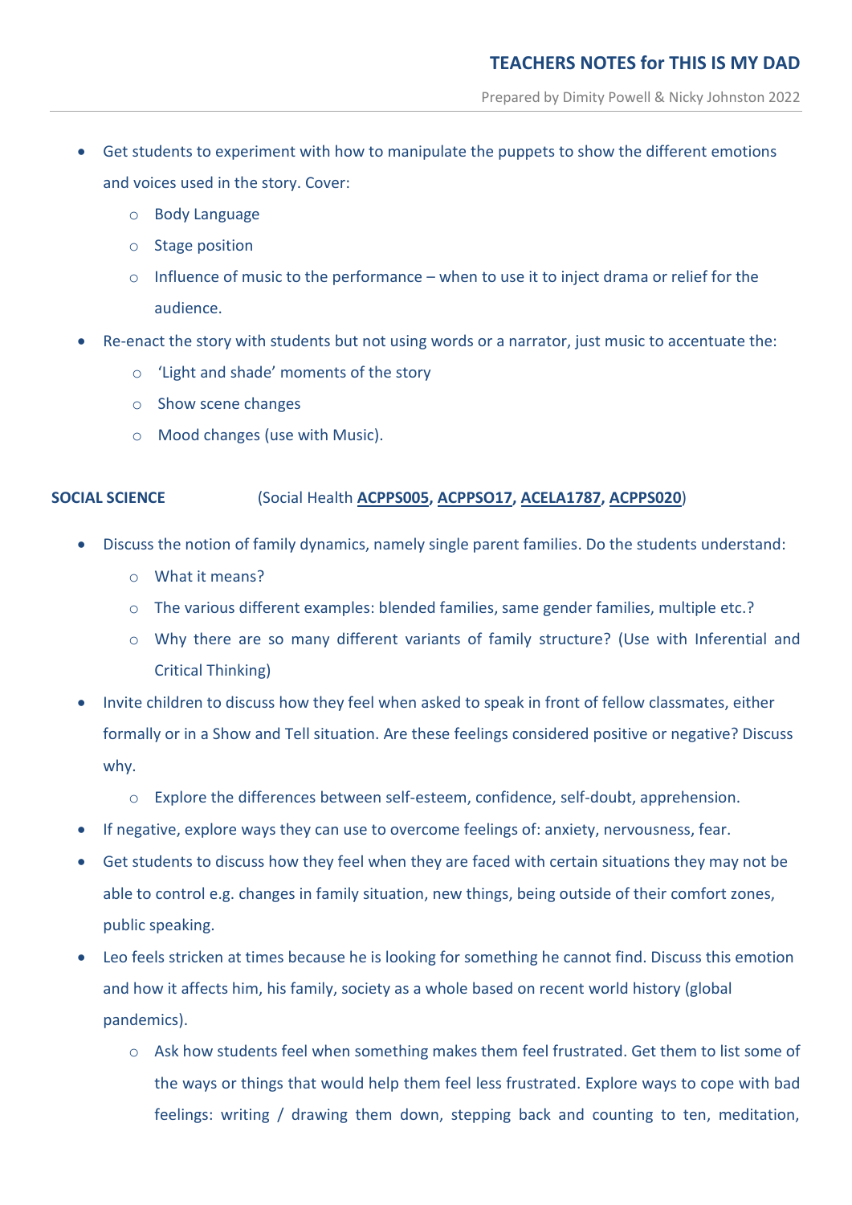- Get students to experiment with how to manipulate the puppets to show the different emotions and voices used in the story. Cover:
  - Body Language
  - Stage position
  - Influence of music to the performance – when to use it to inject drama or relief for the audience.
- Re-enact the story with students but not using words or a narrator, just music to accentuate the:
  - 'Light and shade' moments of the story
  - Show scene changes
  - Mood changes (use with Music).

**SOCIAL SCIENCE** (Social Health **ACPPS005**, **ACPPSO17**, **ACELA1787**, **ACPPS020**)

- Discuss the notion of family dynamics, namely single parent families. Do the students understand:
  - What it means?
  - The various different examples: blended families, same gender families, multiple etc.?
  - Why there are so many different variants of family structure? (Use with Inferential and Critical Thinking)
- Invite children to discuss how they feel when asked to speak in front of fellow classmates, either formally or in a Show and Tell situation. Are these feelings considered positive or negative? Discuss why.
  - Explore the differences between self-esteem, confidence, self-doubt, apprehension.
- If negative, explore ways they can use to overcome feelings of: anxiety, nervousness, fear.
- Get students to discuss how they feel when they are faced with certain situations they may not be able to control e.g. changes in family situation, new things, being outside of their comfort zones, public speaking.
- Leo feels stricken at times because he is looking for something he cannot find. Discuss this emotion and how it affects him, his family, society as a whole based on recent world history (global pandemics).
  - Ask how students feel when something makes them feel frustrated. Get them to list some of the ways or things that would help them feel less frustrated. Explore ways to cope with bad feelings: writing / drawing them down, stepping back and counting to ten, meditation,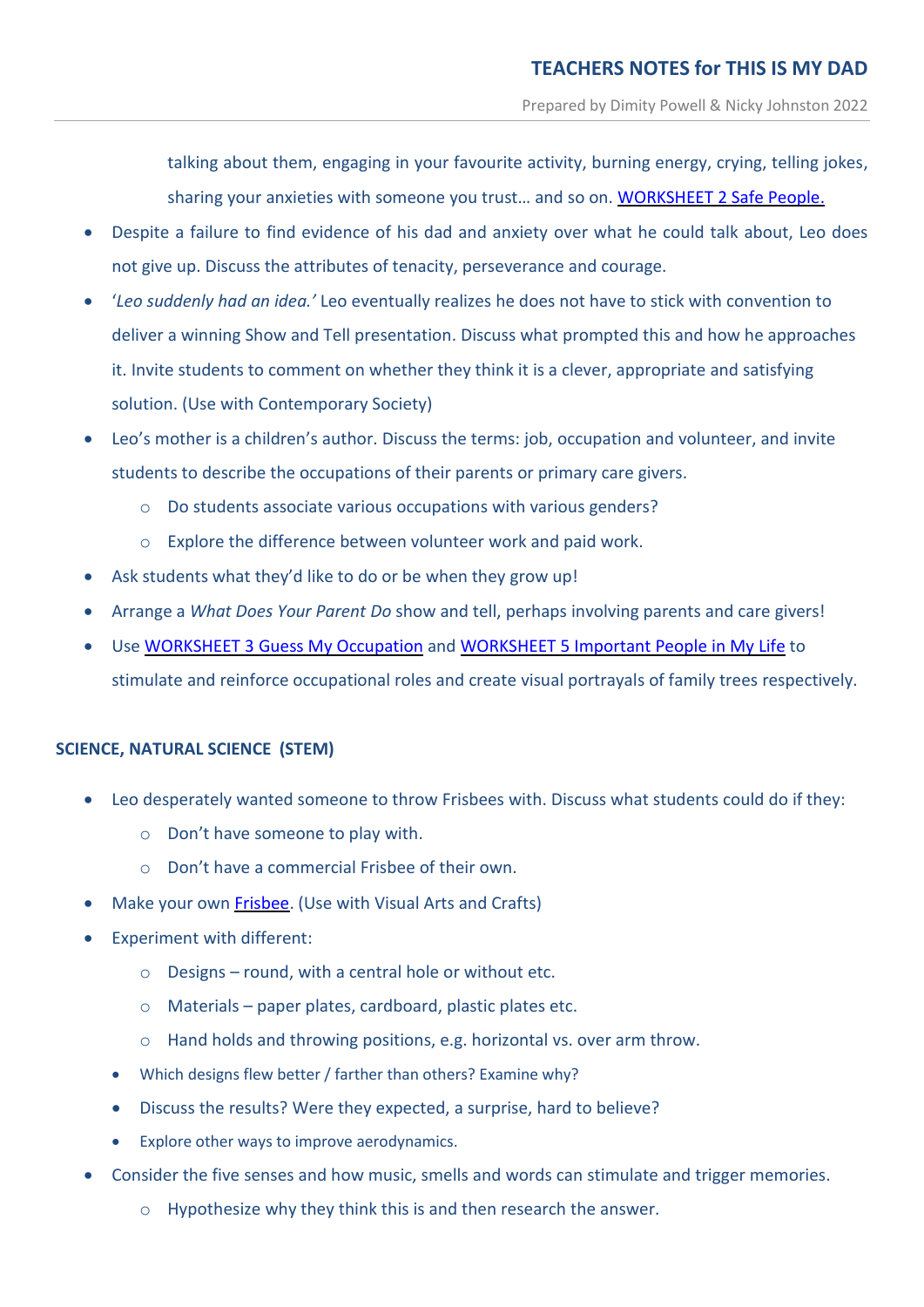talking about them, engaging in your favourite activity, burning energy, crying, telling jokes, sharing your anxieties with someone you trust… and so on. [WORKSHEET 2 Safe People.]

- Despite a failure to find evidence of his dad and anxiety over what he could talk about, Leo does not give up. Discuss the attributes of tenacity, perseverance and courage.
- '*Leo suddenly had an idea.*' Leo eventually realizes he does not have to stick with convention to deliver a winning Show and Tell presentation. Discuss what prompted this and how he approaches it. Invite students to comment on whether they think it is a clever, appropriate and satisfying solution. (Use with Contemporary Society)
- Leo's mother is a children's author. Discuss the terms: job, occupation and volunteer, and invite students to describe the occupations of their parents or primary care givers.
  - Do students associate various occupations with various genders?
  - Explore the difference between volunteer work and paid work.
- Ask students what they'd like to do or be when they grow up!
- Arrange a *What Does Your Parent Do* show and tell, perhaps involving parents and care givers!
- Use [WORKSHEET 3 Guess My Occupation] and [WORKSHEET 5 Important People in My Life] to stimulate and reinforce occupational roles and create visual portrayals of family trees respectively.

**SCIENCE, NATURAL SCIENCE (STEM)**

- Leo desperately wanted someone to throw Frisbees with. Discuss what students could do if they:
  - Don't have someone to play with.
  - Don't have a commercial Frisbee of their own.
- Make your own [Frisbee]. (Use with Visual Arts and Crafts)
- Experiment with different:
  - Designs – round, with a central hole or without etc.
  - Materials – paper plates, cardboard, plastic plates etc.
  - Hand holds and throwing positions, e.g. horizontal vs. over arm throw.
  - Which designs flew better / farther than others? Examine why?
  - Discuss the results? Were they expected, a surprise, hard to believe?
  - Explore other ways to improve aerodynamics.
- Consider the five senses and how music, smells and words can stimulate and trigger memories.
  - Hypothesize why they think this is and then research the answer.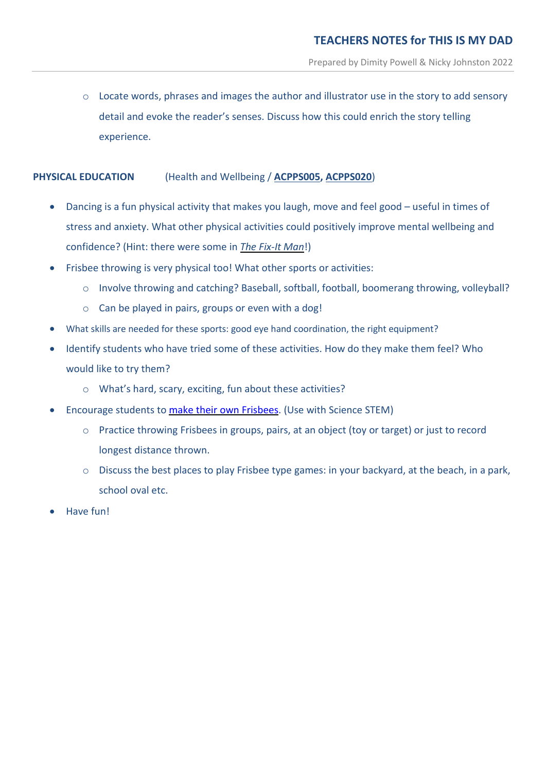- Locate words, phrases and images the author and illustrator use in the story to add sensory detail and evoke the reader's senses. Discuss how this could enrich the story telling experience.

**PHYSICAL EDUCATION** (Health and Wellbeing / **ACPPS005**, **ACPPS020**)

- Dancing is a fun physical activity that makes you laugh, move and feel good – useful in times of stress and anxiety. What other physical activities could positively improve mental wellbeing and confidence? (Hint: there were some in *The Fix-It Man*!)
- Frisbee throwing is very physical too! What other sports or activities:
  - Involve throwing and catching? Baseball, softball, football, boomerang throwing, volleyball?
  - Can be played in pairs, groups or even with a dog!
- What skills are needed for these sports: good eye hand coordination, the right equipment?
- Identify students who have tried some of these activities. How do they make them feel? Who would like to try them?
  - What's hard, scary, exciting, fun about these activities?
- Encourage students to make their own Frisbees. (Use with Science STEM)
  - Practice throwing Frisbees in groups, pairs, at an object (toy or target) or just to record longest distance thrown.
  - Discuss the best places to play Frisbee type games: in your backyard, at the beach, in a park, school oval etc.
- Have fun!